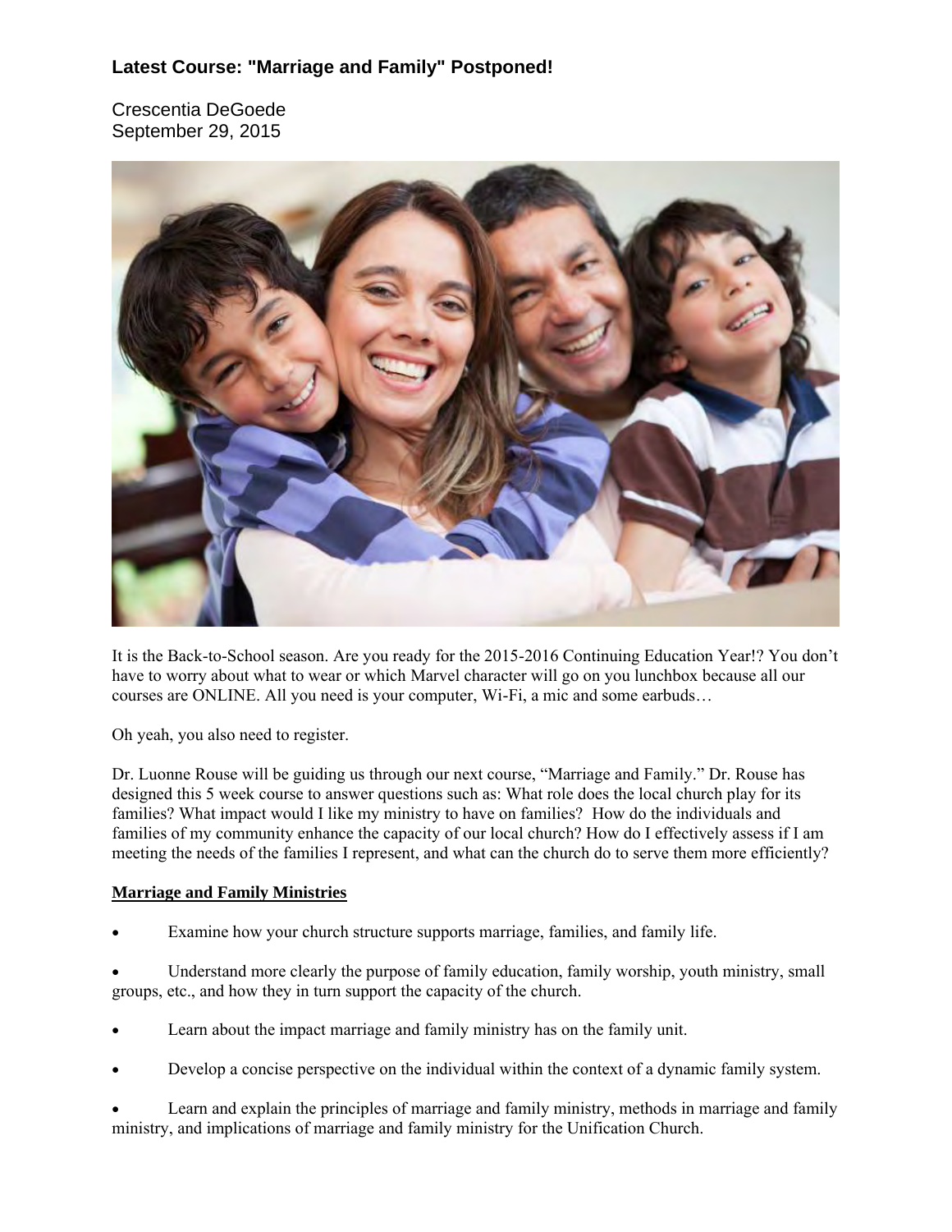### Latest Course: "Marriage and Family" Postponed!

Crescentia DeGoede
September 29, 2015

It is the Back-to-School season. Are you ready for the 2015-2016 Continuing Education Year!? You don't have to worry about what to wear or which Marvel character will go on you lunchbox because all our courses are ONLINE. All you need is your computer, Wi-Fi, a mic and some earbuds…

Oh yeah, you also need to register.

Dr. Luonne Rouse will be guiding us through our next course, "Marriage and Family." Dr. Rouse has designed this 5 week course to answer questions such as: What role does the local church play for its families? What impact would I like my ministry to have on families? How do the individuals and families of my community enhance the capacity of our local church? How do I effectively assess if I am meeting the needs of the families I represent, and what can the church do to serve them more efficiently?

**Marriage and Family Ministries**

- Examine how your church structure supports marriage, families, and family life.
- Understand more clearly the purpose of family education, family worship, youth ministry, small groups, etc., and how they in turn support the capacity of the church.
- Learn about the impact marriage and family ministry has on the family unit.
- Develop a concise perspective on the individual within the context of a dynamic family system.
- Learn and explain the principles of marriage and family ministry, methods in marriage and family ministry, and implications of marriage and family ministry for the Unification Church.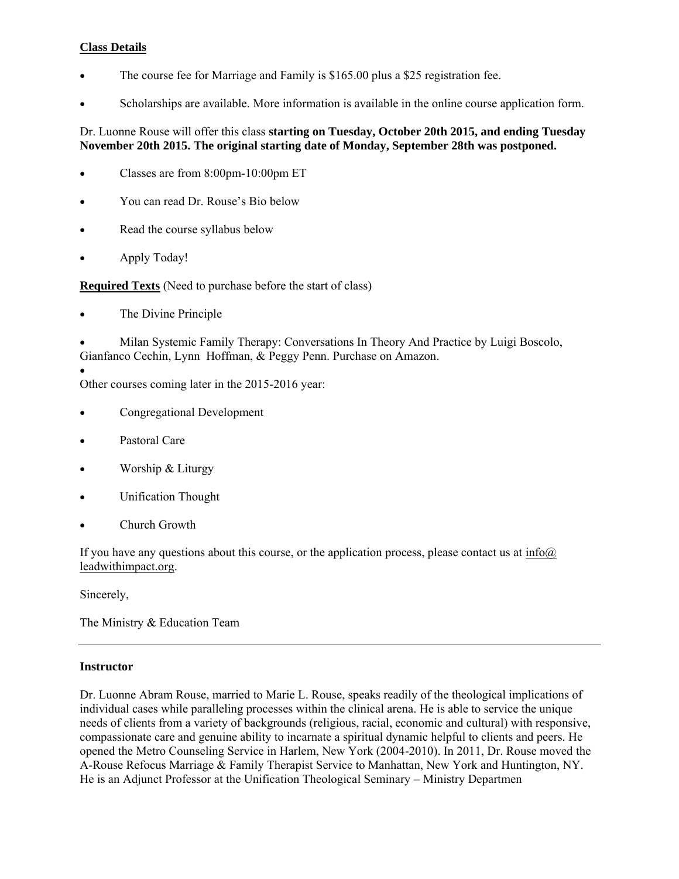**Class Details**

- The course fee for Marriage and Family is $165.00 plus a $25 registration fee.
- Scholarships are available. More information is available in the online course application form.

Dr. Luonne Rouse will offer this class **starting on Tuesday, October 20th 2015, and ending Tuesday November 20th 2015. The original starting date of Monday, September 28th was postponed.**

- Classes are from 8:00pm-10:00pm ET
- You can read Dr. Rouse's Bio below
- Read the course syllabus below
- Apply Today!

**Required Texts** (Need to purchase before the start of class)

- The Divine Principle
- Milan Systemic Family Therapy: Conversations In Theory And Practice by Luigi Boscolo, Gianfanco Cechin, Lynn Hoffman, & Peggy Penn. Purchase on Amazon.
-

Other courses coming later in the 2015-2016 year:

- Congregational Development
- Pastoral Care
- Worship & Liturgy
- Unification Thought
- Church Growth

If you have any questions about this course, or the application process, please contact us at info@leadwithimpact.org.

Sincerely,

The Ministry & Education Team

---

**Instructor**

Dr. Luonne Abram Rouse, married to Marie L. Rouse, speaks readily of the theological implications of individual cases while paralleling processes within the clinical arena. He is able to service the unique needs of clients from a variety of backgrounds (religious, racial, economic and cultural) with responsive, compassionate care and genuine ability to incarnate a spiritual dynamic helpful to clients and peers. He opened the Metro Counseling Service in Harlem, New York (2004-2010). In 2011, Dr. Rouse moved the A-Rouse Refocus Marriage & Family Therapist Service to Manhattan, New York and Huntington, NY. He is an Adjunct Professor at the Unification Theological Seminary – Ministry Departmen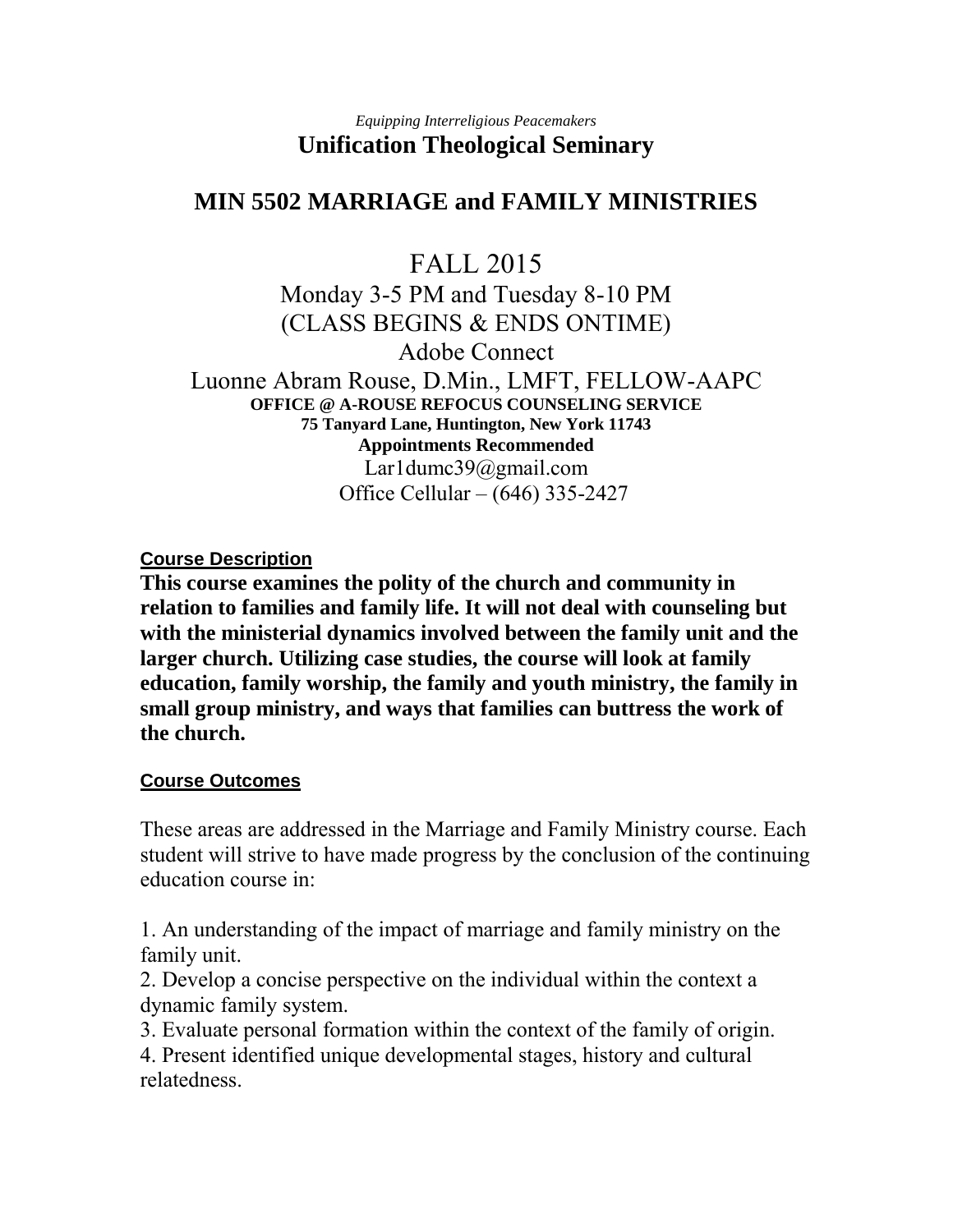*Equipping Interreligious Peacemakers*

**Unification Theological Seminary**

# MIN 5502 MARRIAGE and FAMILY MINISTRIES

FALL 2015

Monday 3-5 PM and Tuesday 8-10 PM

(CLASS BEGINS & ENDS ONTIME)

Adobe Connect

Luonne Abram Rouse, D.Min., LMFT, FELLOW-AAPC

**OFFICE @ A-ROUSE REFOCUS COUNSELING SERVICE**

**75 Tanyard Lane, Huntington, New York 11743**

**Appointments Recommended**

Lar1dumc39@gmail.com

Office Cellular – (646) 335-2427

## Course Description

**This course examines the polity of the church and community in relation to families and family life. It will not deal with counseling but with the ministerial dynamics involved between the family unit and the larger church. Utilizing case studies, the course will look at family education, family worship, the family and youth ministry, the family in small group ministry, and ways that families can buttress the work of the church.**

## Course Outcomes

These areas are addressed in the Marriage and Family Ministry course. Each student will strive to have made progress by the conclusion of the continuing education course in:

1. An understanding of the impact of marriage and family ministry on the family unit.
2. Develop a concise perspective on the individual within the context a dynamic family system.
3. Evaluate personal formation within the context of the family of origin.
4. Present identified unique developmental stages, history and cultural relatedness.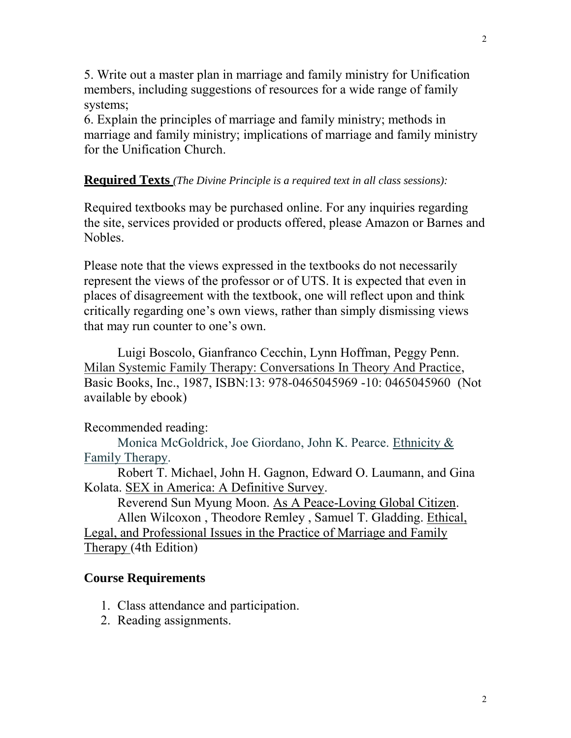5. Write out a master plan in marriage and family ministry for Unification members, including suggestions of resources for a wide range of family systems;
6. Explain the principles of marriage and family ministry; methods in marriage and family ministry; implications of marriage and family ministry for the Unification Church.

**Required Texts** *(The Divine Principle is a required text in all class sessions):*

Required textbooks may be purchased online. For any inquiries regarding the site, services provided or products offered, please Amazon or Barnes and Nobles.

Please note that the views expressed in the textbooks do not necessarily represent the views of the professor or of UTS. It is expected that even in places of disagreement with the textbook, one will reflect upon and think critically regarding one's own views, rather than simply dismissing views that may run counter to one's own.

Luigi Boscolo, Gianfranco Cecchin, Lynn Hoffman, Peggy Penn. Milan Systemic Family Therapy: Conversations In Theory And Practice, Basic Books, Inc., 1987, ISBN:13: 978-0465045969 -10: 0465045960 (Not available by ebook)

Recommended reading:

Monica McGoldrick, Joe Giordano, John K. Pearce. Ethnicity & Family Therapy.

Robert T. Michael, John H. Gagnon, Edward O. Laumann, and Gina Kolata. SEX in America: A Definitive Survey.

Reverend Sun Myung Moon. As A Peace-Loving Global Citizen.

Allen Wilcoxon , Theodore Remley , Samuel T. Gladding. Ethical, Legal, and Professional Issues in the Practice of Marriage and Family Therapy (4th Edition)

## Course Requirements

1. Class attendance and participation.
2. Reading assignments.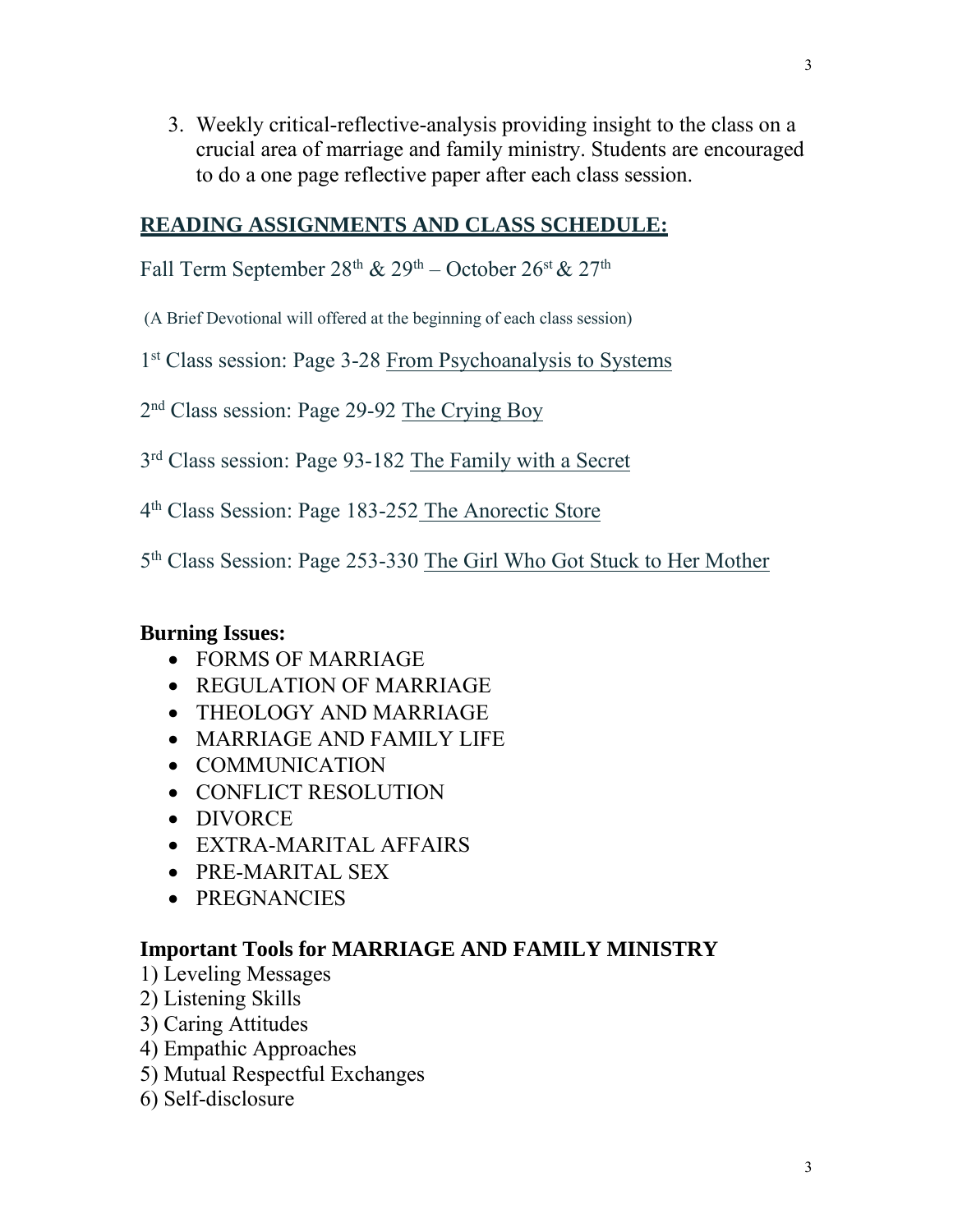3. Weekly critical-reflective-analysis providing insight to the class on a crucial area of marriage and family ministry. Students are encouraged to do a one page reflective paper after each class session.

## READING ASSIGNMENTS AND CLASS SCHEDULE:

Fall Term September 28th & 29th – October 26st & 27th

(A Brief Devotional will offered at the beginning of each class session)

1st Class session: Page 3-28 From Psychoanalysis to Systems

2nd Class session: Page 29-92 The Crying Boy

3rd Class session: Page 93-182 The Family with a Secret

4th Class Session: Page 183-252 The Anorectic Store

5th Class Session: Page 253-330 The Girl Who Got Stuck to Her Mother

### Burning Issues:

- FORMS OF MARRIAGE
- REGULATION OF MARRIAGE
- THEOLOGY AND MARRIAGE
- MARRIAGE AND FAMILY LIFE
- COMMUNICATION
- CONFLICT RESOLUTION
- DIVORCE
- EXTRA-MARITAL AFFAIRS
- PRE-MARITAL SEX
- PREGNANCIES

### Important Tools for MARRIAGE AND FAMILY MINISTRY

1) Leveling Messages
2) Listening Skills
3) Caring Attitudes
4) Empathic Approaches
5) Mutual Respectful Exchanges
6) Self-disclosure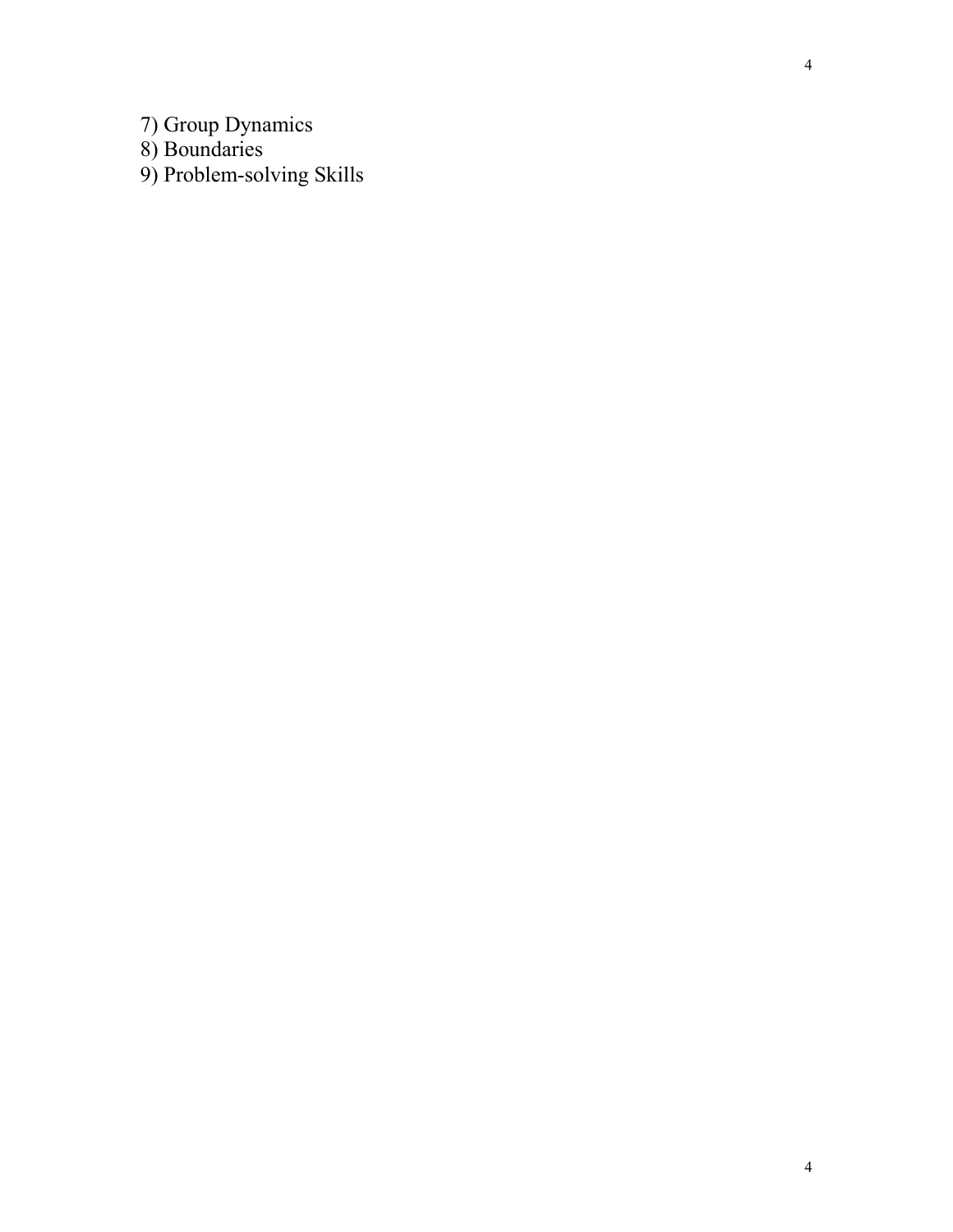7) Group Dynamics
8) Boundaries
9) Problem-solving Skills